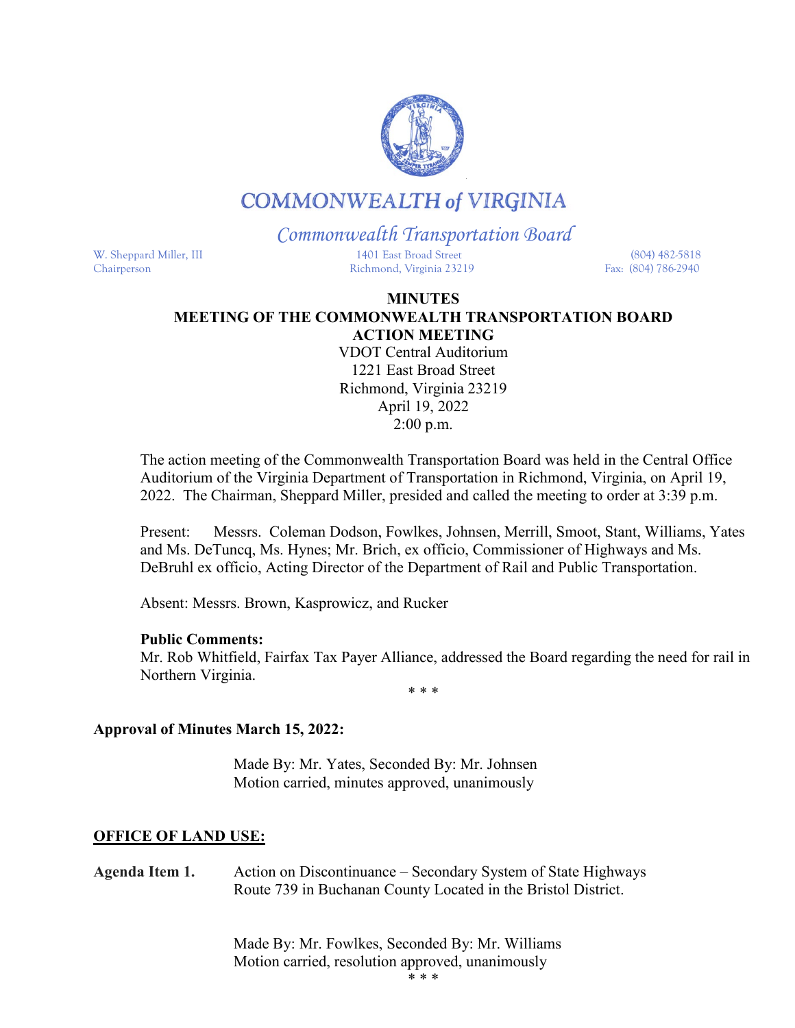# COMMONWEALTH of VIRGINIA

*Commonwealth Transportation Board*

W. Sheppard Miller, III
Chairperson

1401 East Broad Street
Richmond, Virginia 23219

(804) 482-5818
Fax: (804) 786-2940

**MINUTES**
**MEETING OF THE COMMONWEALTH TRANSPORTATION BOARD**
**ACTION MEETING**
VDOT Central Auditorium
1221 East Broad Street
Richmond, Virginia 23219
April 19, 2022
2:00 p.m.

The action meeting of the Commonwealth Transportation Board was held in the Central Office Auditorium of the Virginia Department of Transportation in Richmond, Virginia, on April 19, 2022. The Chairman, Sheppard Miller, presided and called the meeting to order at 3:39 p.m.

Present: Messrs. Coleman Dodson, Fowlkes, Johnsen, Merrill, Smoot, Stant, Williams, Yates and Ms. DeTuncq, Ms. Hynes; Mr. Brich, ex officio, Commissioner of Highways and Ms. DeBruhl ex officio, Acting Director of the Department of Rail and Public Transportation.

Absent: Messrs. Brown, Kasprowicz, and Rucker

**Public Comments:**
Mr. Rob Whitfield, Fairfax Tax Payer Alliance, addressed the Board regarding the need for rail in Northern Virginia.

\* \* \*

**Approval of Minutes March 15, 2022:**

Made By: Mr. Yates, Seconded By: Mr. Johnsen
Motion carried, minutes approved, unanimously

**OFFICE OF LAND USE:**

**Agenda Item 1.** Action on Discontinuance – Secondary System of State Highways Route 739 in Buchanan County Located in the Bristol District.

Made By: Mr. Fowlkes, Seconded By: Mr. Williams
Motion carried, resolution approved, unanimously

\* \* \*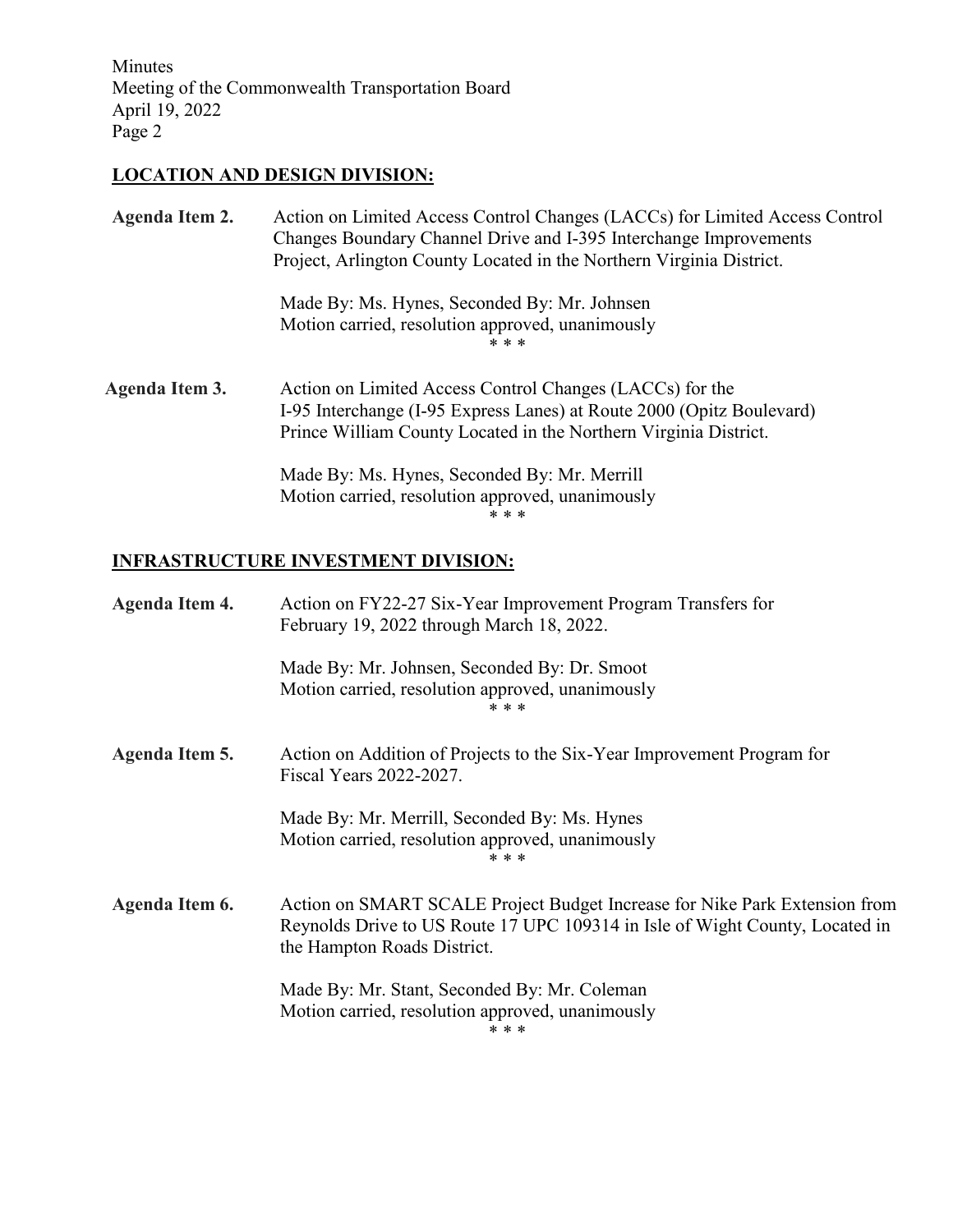## LOCATION AND DESIGN DIVISION:

**Agenda Item 2.** Action on Limited Access Control Changes (LACCs) for Limited Access Control Changes Boundary Channel Drive and I-395 Interchange Improvements Project, Arlington County Located in the Northern Virginia District.

Made By: Ms. Hynes, Seconded By: Mr. Johnsen
Motion carried, resolution approved, unanimously

\* \* \*

**Agenda Item 3.** Action on Limited Access Control Changes (LACCs) for the I-95 Interchange (I-95 Express Lanes) at Route 2000 (Opitz Boulevard) Prince William County Located in the Northern Virginia District.

Made By: Ms. Hynes, Seconded By: Mr. Merrill
Motion carried, resolution approved, unanimously

\* \* \*

## INFRASTRUCTURE INVESTMENT DIVISION:

**Agenda Item 4.** Action on FY22-27 Six-Year Improvement Program Transfers for February 19, 2022 through March 18, 2022.

Made By: Mr. Johnsen, Seconded By: Dr. Smoot
Motion carried, resolution approved, unanimously

\* \* \*

**Agenda Item 5.** Action on Addition of Projects to the Six-Year Improvement Program for Fiscal Years 2022-2027.

Made By: Mr. Merrill, Seconded By: Ms. Hynes
Motion carried, resolution approved, unanimously

\* \* \*

**Agenda Item 6.** Action on SMART SCALE Project Budget Increase for Nike Park Extension from Reynolds Drive to US Route 17 UPC 109314 in Isle of Wight County, Located in the Hampton Roads District.

Made By: Mr. Stant, Seconded By: Mr. Coleman
Motion carried, resolution approved, unanimously

\* \* \*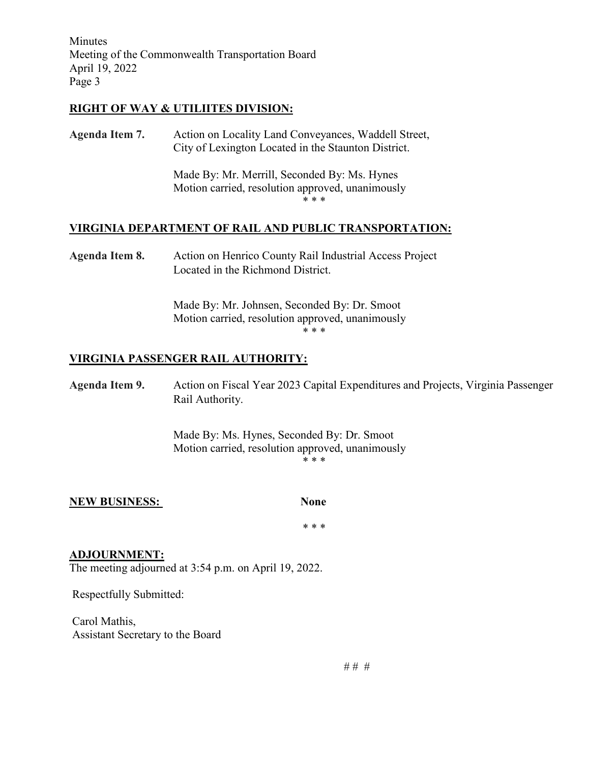**RIGHT OF WAY & UTILIITES DIVISION:**

**Agenda Item 7.** Action on Locality Land Conveyances, Waddell Street, City of Lexington Located in the Staunton District.

Made By: Mr. Merrill, Seconded By: Ms. Hynes
Motion carried, resolution approved, unanimously

\* \* \*

**VIRGINIA DEPARTMENT OF RAIL AND PUBLIC TRANSPORTATION:**

**Agenda Item 8.** Action on Henrico County Rail Industrial Access Project Located in the Richmond District.

Made By: Mr. Johnsen, Seconded By: Dr. Smoot
Motion carried, resolution approved, unanimously

\* \* \*

**VIRGINIA PASSENGER RAIL AUTHORITY:**

**Agenda Item 9.** Action on Fiscal Year 2023 Capital Expenditures and Projects, Virginia Passenger Rail Authority.

Made By: Ms. Hynes, Seconded By: Dr. Smoot
Motion carried, resolution approved, unanimously

\* \* \*

**NEW BUSINESS:** **None**

\* \* \*

**ADJOURNMENT:**
The meeting adjourned at 3:54 p.m. on April 19, 2022.

Respectfully Submitted:

Carol Mathis,
Assistant Secretary to the Board

\# # #